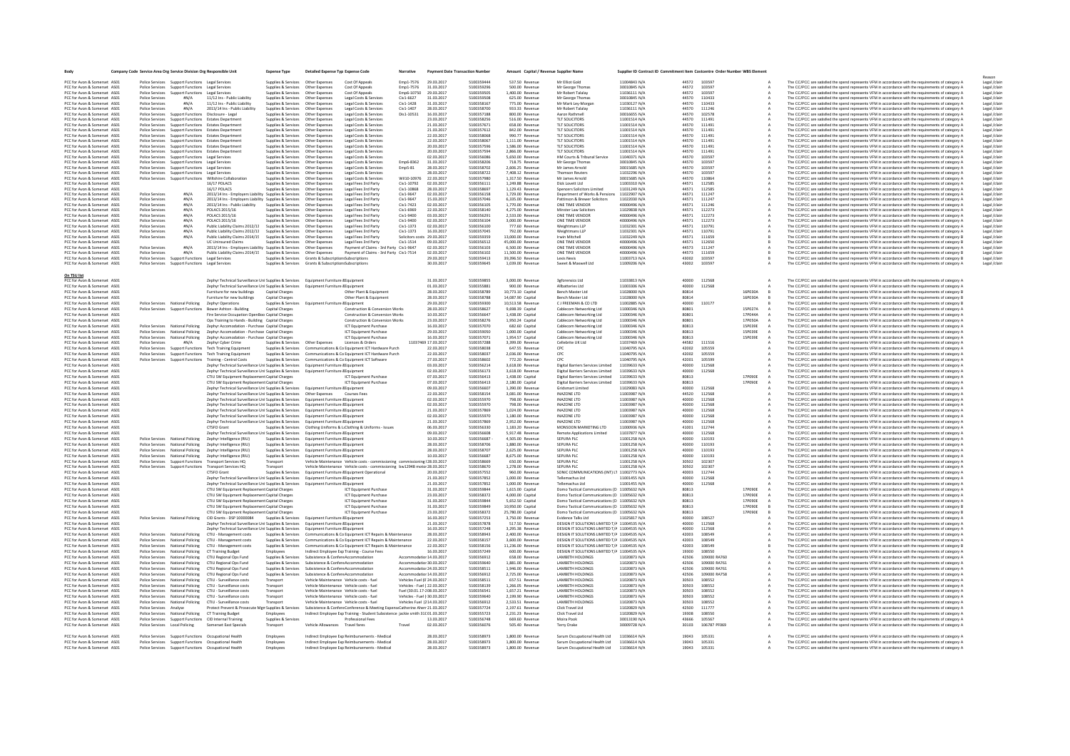| Body | Company Code | Service Area | Org Service Division | Org Responsible Unit | Expense Type | Detailed Expense Type | Expense Code | Narrative | Payment Date | Transaction Number | Amount | Capital / Revenue | Supplier Name | Supplier ID | Contract ID | Commitment Item | Costcentre | Order Number | WBS Element | | | Reason |
|---|---|---|---|---|---|---|---|---|---|---|---|---|---|---|---|---|---|---|---|---|---|---|
| PCC for Avon & Somerset | AS01 | Police Services | Support Functions | Legal Services | Supplies & Services | Other Expenses | Cost Of Appeals | Emp1-7576 | 29.03.2017 | 5100359444 | 537.50 | Revenue | Mr Elliot Gold | 11004843 | N/A | 44572 | 103597 | | | A | The CC/PCC are satisfied the spend represents VFM in accordance with the requirements of category A | Legal /claim |
| PCC for Avon & Somerset | AS01 | Police Services | Support Functions | Legal Services | Supplies & Services | Other Expenses | Cost Of Appeals | Emp1-7576 | 31.03.2017 | 5100359296 | 500.00 | Revenue | Mr George Thomas | 30010845 | N/A | 44572 | 103597 | | | A | The CC/PCC are satisfied the spend represents VFM in accordance with the requirements of category A | Legal /claim |
| PCC for Avon & Somerset | AS01 | Police Services | Support Functions | Legal Services | Supplies & Services | Other Expenses | Cost Of Appeals | Emp6-10750 | 29.03.2017 | 5100359505 | 1,400.00 | Revenue | Mr Robert Talalay | 11036111 | N/A | 44572 | 103597 | | | A | The CC/PCC are satisfied the spend represents VFM in accordance with the requirements of category A | Legal /claim |
| PCC for Avon & Somerset | AS01 | Police Services | #N/A | 11/12 Ins - Public Liability | Supplies & Services | Other Expenses | Legal Costs & Services | Civ1-6627 | 31.03.2017 | 5100359508 | 625.00 | Revenue | Mr George Thomas | 30010845 | N/A | 44570 | 110433 | | | A | The CC/PCC are satisfied the spend represents VFM in accordance with the requirements of category A | Legal /claim |
| PCC for Avon & Somerset | AS01 | Police Services | #N/A | 11/12 Ins - Public Liability | Supplies & Services | Other Expenses | Legal Costs & Services | Civ1-1428 | 31.03.2017 | 5100358167 | 775.00 | Revenue | Mr Mark Ley-Morgan | 11030127 | N/A | 44570 | 110433 | | | A | The CC/PCC are satisfied the spend represents VFM in accordance with the requirements of category A | Legal /claim |
| PCC for Avon & Somerset | AS01 | Police Services | #N/A | 2013/14 Ins - Public Liability | Supplies & Services | Other Expenses | Legal Costs & Services | Civ1-1407 | 28.03.2017 | 5100358700 | 933.33 | Revenue | Mr Robert Talalay | 11036111 | N/A | 44570 | 111246 | | | A | The CC/PCC are satisfied the spend represents VFM in accordance with the requirements of category A | Legal /claim |
| PCC for Avon & Somerset | AS01 | Police Services | Support Functions | Disclosure - Legal | Supplies & Services | Other Expenses | Legal Costs & Services | Dis1-10531 | 16.03.2017 | 5100357188 | 800.00 | Revenue | Aaron Rathmell | 30016655 | N/A | 44570 | 102578 | | | A | The CC/PCC are satisfied the spend represents VFM in accordance with the requirements of category A | Legal /claim |
| PCC for Avon & Somerset | AS01 | Police Services | Support Functions | Estates Department | Supplies & Services | Other Expenses | Legal Costs & Services | | 23.03.2017 | 5100358256 | 516.00 | Revenue | TLT SOLICITORS | 11001514 | N/A | 44570 | 111491 | | | A | The CC/PCC are satisfied the spend represents VFM in accordance with the requirements of category A | Legal /claim |
| PCC for Avon & Somerset | AS01 | Police Services | Support Functions | Estates Department | Supplies & Services | Other Expenses | Legal Costs & Services | | 21.03.2017 | 5100357672 | 658.00 | Revenue | TLT SOLICITORS | 11001514 | N/A | 44570 | 111491 | | | A | The CC/PCC are satisfied the spend represents VFM in accordance with the requirements of category A | Legal /claim |
| PCC for Avon & Somerset | AS01 | Police Services | Support Functions | Estates Department | Supplies & Services | Other Expenses | Legal Costs & Services | | 21.03.2017 | 5100357612 | 842.00 | Revenue | TLT SOLICITORS | 11001514 | N/A | 44570 | 111491 | | | A | The CC/PCC are satisfied the spend represents VFM in accordance with the requirements of category A | Legal /claim |
| PCC for Avon & Somerset | AS01 | Police Services | Support Functions | Estates Department | Supplies & Services | Other Expenses | Legal Costs & Services | | 22.03.2017 | 5100358068 | 990.77 | Revenue | TLT SOLICITORS | 11001514 | N/A | 44570 | 111491 | | | A | The CC/PCC are satisfied the spend represents VFM in accordance with the requirements of category A | Legal /claim |
| PCC for Avon & Somerset | AS01 | Police Services | Support Functions | Estates Department | Supplies & Services | Other Expenses | Legal Costs & Services | | 22.03.2017 | 5100358067 | 1,111.00 | Revenue | TLT SOLICITORS | 11001514 | N/A | 44570 | 111491 | | | A | The CC/PCC are satisfied the spend represents VFM in accordance with the requirements of category A | Legal /claim |
| PCC for Avon & Somerset | AS01 | Police Services | Support Functions | Estates Department | Supplies & Services | Other Expenses | Legal Costs & Services | | 20.03.2017 | 5100357596 | 1,586.00 | Revenue | TLT SOLICITORS | 11001514 | N/A | 44570 | 111491 | | | A | The CC/PCC are satisfied the spend represents VFM in accordance with the requirements of category A | Legal /claim |
| PCC for Avon & Somerset | AS01 | Police Services | Support Functions | Estates Department | Supplies & Services | Other Expenses | Legal Costs & Services | | 20.03.2017 | 5100357594 | 2,866.00 | Revenue | TLT SOLICITORS | 11001514 | N/A | 44570 | 111491 | | | A | The CC/PCC are satisfied the spend represents VFM in accordance with the requirements of category A | Legal /claim |
| PCC for Avon & Somerset | AS01 | Police Services | Support Functions | Legal Services | Supplies & Services | Other Expenses | Legal Costs & Services | | 02.03.2017 | 5100356086 | 5,650.00 | Revenue | HM Courts & Tribunal Service | 11040371 | N/A | 44570 | 103597 | | | A | The CC/PCC are satisfied the spend represents VFM in accordance with the requirements of category A | Legal /claim |
| PCC for Avon & Somerset | AS01 | Police Services | Support Functions | Legal Services | Supplies & Services | Other Expenses | Legal Costs & Services | Emp6-8362 | 31.03.2017 | 5100358206 | 718.75 | Revenue | Mr George Thomas | 30010845 | N/A | 44570 | 103597 | | | A | The CC/PCC are satisfied the spend represents VFM in accordance with the requirements of category A | Legal /claim |
| PCC for Avon & Somerset | AS01 | Police Services | Support Functions | Legal Services | Supplies & Services | Other Expenses | Legal Costs & Services | Emp5-81 | 28.03.2017 | 5100358702 | 2,606.25 | Revenue | Mr James Arnold | 30015685 | N/A | 44570 | 103597 | | | A | The CC/PCC are satisfied the spend represents VFM in accordance with the requirements of category A | Legal /claim |
| PCC for Avon & Somerset | AS01 | Police Services | Support Functions | Legal Services | Supplies & Services | Other Expenses | Legal Costs & Services | | 28.03.2017 | 5100358732 | 7,408.12 | Revenue | Thomson Reuters | 11032296 | N/A | 44570 | 103597 | | | A | The CC/PCC are satisfied the spend represents VFM in accordance with the requirements of category A | Legal /claim |
| PCC for Avon & Somerset | AS01 | Police Services | Support Functions | Wiltshire Collaboration | Supplies & Services | Other Expenses | Legal Costs & Services | WX10-10976 | 22.03.2017 | 5100357980 | 1,317.50 | Revenue | Mr James Arnold | 30015685 | N/A | 44570 | 110868 | | | A | The CC/PCC are satisfied the spend represents VFM in accordance with the requirements of category A | Legal /claim |
| PCC for Avon & Somerset | AS01 | | | 16/17 POLACS | Supplies & Services | Other Expenses | Legal Fees 3rd Party | Civ1-10792 | 02.03.2017 | 5100356111 | 1,249.88 | Revenue | Dick Lovett Ltd | 11003310 | N/A | 44571 | 112585 | | | A | The CC/PCC are satisfied the spend represents VFM in accordance with the requirements of category A | Legal /claim |
| PCC for Avon & Somerset | AS01 | | | 16/17 POLACS | Supplies & Services | Other Expenses | Legal Fees 3rd Party | Civ1-10868 | 28.03.2017 | 5100358697 | 1,129.43 | Revenue | Spencers Solicitors Limited | 11031249 | N/A | 44571 | 112585 | | | A | The CC/PCC are satisfied the spend represents VFM in accordance with the requirements of category A | Legal /claim |
| PCC for Avon & Somerset | AS01 | Police Services | #N/A | 2013/14 Ins - Employers Liability | Supplies & Services | Other Expenses | Legal Fees 3rd Party | Civ1-9647 | 02.03.2017 | 5100356158 | 1,729.00 | Revenue | Department of Works & Pensions | 11022907 | N/A | 44571 | 111247 | | | A | The CC/PCC are satisfied the spend represents VFM in accordance with the requirements of category A | Legal /claim |
| PCC for Avon & Somerset | AS01 | Police Services | #N/A | 2013/14 Ins - Employers Liability | Supplies & Services | Other Expenses | Legal Fees 3rd Party | Civ1-9647 | 15.03.2017 | 5100357046 | 6,335.00 | Revenue | Pattinson & Brewer Solicitors | 11022030 | N/A | 44571 | 111247 | | | A | The CC/PCC are satisfied the spend represents VFM in accordance with the requirements of category A | Legal /claim |
| PCC for Avon & Somerset | AS01 | Police Services | #N/A | 2013/14 Ins - Public Liability | Supplies & Services | Other Expenses | Legal Fees 3rd Party | Civ1-7423 | 02.03.2017 | 5100356105 | 1,770.00 | Revenue | ONE TIME VENDOR | 40000496 | N/A | 44571 | 111246 | | | A | The CC/PCC are satisfied the spend represents VFM in accordance with the requirements of category A | Legal /claim |
| PCC for Avon & Somerset | AS01 | Police Services | #N/A | POLACS 2015/16 | Supplies & Services | Other Expenses | Legal Fees 3rd Party | Civ1-6969 | 22.03.2017 | 5100358140 | 4,275.00 | Revenue | Minster Law Solicitors | 11029838 | N/A | 44571 | 112273 | | | A | The CC/PCC are satisfied the spend represents VFM in accordance with the requirements of category A | Legal /claim |
| PCC for Avon & Somerset | AS01 | Police Services | #N/A | POLACS 2015/16 | Supplies & Services | Other Expenses | Legal Fees 3rd Party | Civ1-9400 | 03.03.2017 | 5100356291 | 2,533.00 | Revenue | ONE TIME VENDOR | 40000496 | N/A | 44571 | 112273 | | | A | The CC/PCC are satisfied the spend represents VFM in accordance with the requirements of category A | Legal /claim |
| PCC for Avon & Somerset | AS01 | Police Services | #N/A | POLACS 2015/16 | Supplies & Services | Other Expenses | Legal Fees 3rd Party | Civ1-9400 | 02.03.2017 | 5100356104 | 3,000.00 | Revenue | ONE TIME VENDOR | 40000496 | N/A | 44571 | 112273 | | | A | The CC/PCC are satisfied the spend represents VFM in accordance with the requirements of category A | Legal /claim |
| PCC for Avon & Somerset | AS01 | Police Services | #N/A | Public Liability Claims 2012/13 | Supplies & Services | Other Expenses | Legal Fees 3rd Party | Civ1-1373 | 02.03.2017 | 5100356100 | 777.60 | Revenue | Weightmans LLP | 11032301 | N/A | 44571 | 110791 | | | A | The CC/PCC are satisfied the spend represents VFM in accordance with the requirements of category A | Legal /claim |
| PCC for Avon & Somerset | AS01 | Police Services | #N/A | Public Liability Claims 2012/13 | Supplies & Services | Other Expenses | Legal Fees 3rd Party | Civ1-1373 | 16.03.2017 | 5100357045 | 792.00 | Revenue | Weightmans LLP | 11032301 | N/A | 44571 | 110791 | | | A | The CC/PCC are satisfied the spend represents VFM in accordance with the requirements of category A | Legal /claim |
| PCC for Avon & Somerset | AS01 | Police Services | #N/A | Public Liability Claims 2014/15 | Supplies & Services | Other Expenses | Legal Fees 3rd Party | Solicitors costs | 29.03.2017 | 5100359359 | 13,000.00 | Revenue | Irwin Mitchell | 11032249 | N/A | 44571 | 111659 | | | B | The CC/PCC are satisfied the spend represents VFM in accordance with the requirements of category B | Legal /claim |
| PCC for Avon & Somerset | AS01 | | | UC Uninsured Claims | Supplies & Services | Other Expenses | Legal Fees 3rd Party | Civ1-1514 | 09.03.2017 | 5100356512 | 45,000.00 | Revenue | ONE TIME VENDOR | 40000496 | N/A | 44571 | 112650 | | | B | The CC/PCC are satisfied the spend represents VFM in accordance with the requirements of category B | Legal /claim |
| PCC for Avon & Somerset | AS01 | Police Services | #N/A | 2013/14 Ins - Employers Liability | Supplies & Services | Other Expenses | Payment of Claims - 3rd Party | Civ1-9647 | 02.03.2017 | 5100356103 | 6,500.00 | Revenue | ONE TIME VENDOR | 40000496 | N/A | 44573 | 111247 | | | A | The CC/PCC are satisfied the spend represents VFM in accordance with the requirements of category A | Legal /claim |
| PCC for Avon & Somerset | AS01 | Police Services | #N/A | Public Liability Claims 2014/15 | Supplies & Services | Other Expenses | Payment of Claims - 3rd Party | Civ1-7514 | 02.03.2017 | 5100356102 | 11,500.00 | Revenue | ONE TIME VENDOR | 40000496 | N/A | 44573 | 111659 | | | B | The CC/PCC are satisfied the spend represents VFM in accordance with the requirements of category B | Legal /claim |
| PCC for Avon & Somerset | AS01 | Police Services | Support Functions | Legal Services | Supplies & Services | Grants & Subscriptions | Subscriptions | | 29.03.2017 | 5100359413 | 39,396.50 | Revenue | Lexis Nexis | 11003713 | N/A | 43002 | 103597 | | | B | The CC/PCC are satisfied the spend represents VFM in accordance with the requirements of category B | Legal /claim |
| PCC for Avon & Somerset | AS01 | Police Services | Support Functions | Legal Services | Supplies & Services | Grants & Subscriptions | Subscriptions | | 30.03.2017 | 5100359645 | 1,039.00 | Revenue | Sweet & Maxwell Ltd | 11009206 | N/A | 43002 | 103597 | | | A | The CC/PCC are satisfied the spend represents VFM in accordance with the requirements of category A | Legal /claim |

**On TSU list**

| Body | Company Code | Service Area | Org Service Division | Org Responsible Unit | Expense Type | Detailed Expense Type | Expense Code | Narrative | Payment Date | Transaction Number | Amount | Capital / Revenue | Supplier Name | Supplier ID | Contract ID | Commitment Item | Costcentre | Order Number | WBS Element | | |
|---|---|---|---|---|---|---|---|---|---|---|---|---|---|---|---|---|---|---|---|---|---|
| PCC for Avon & Somerset | AS01 | | | Zephyr Technical Surveillance Unit | Supplies & Services | Equipment Furniture & Materials | Equipment | | 31.03.2017 | 5100359855 | 3,000.00 | Revenue | 3gforensics Ltd | 11033813 | N/A | 40000 | 112568 | | | A | The CC/PCC are satisfied the spend represents VFM in accordance with the requirements of category A |
| PCC for Avon & Somerset | AS01 | | | Zephyr Technical Surveillance Unit | Supplies & Services | Equipment Furniture & Materials | Equipment | | 01.03.2017 | 5100355881 | 900.00 | Revenue | Allbatteries Ltd | 11003306 | N/A | 40000 | 112568 | | | A | The CC/PCC are satisfied the spend represents VFM in accordance with the requirements of category A |
| PCC for Avon & Somerset | AS01 | | | Furniture for new buildings | Capital Charges | | Other Plant & Equipment | | 28.03.2017 | 5100358788 | 10,773.10 | Capital | Bench Master Ltd | 11028000 | N/A | 80814 | | | 16P030A | B | The CC/PCC are satisfied the spend represents VFM in accordance with the requirements of category B |
| PCC for Avon & Somerset | AS01 | | | Furniture for new buildings | Capital Charges | | Other Plant & Equipment | | 28.03.2017 | 5100358788 | 14,087.00 | Capital | Bench Master Ltd | 11028000 | N/A | 80814 | | | 16P030A | B | The CC/PCC are satisfied the spend represents VFM in accordance with the requirements of category B |
| PCC for Avon & Somerset | AS01 | Police Services | National Policing | Zephyr Operations | Supplies & Services | Equipment Furniture & Materials | Equipment | | 29.03.2017 | 5100359300 | 10,513.58 | Revenue | C J FREEMAN & CO LTD | 11002885 | N/A | 40000 | 110177 | | | B | The CC/PCC are satisfied the spend represents VFM in accordance with the requirements of category B |
| PCC for Avon & Somerset | AS01 | Police Services | Support Functions | Bower Ashton - Building | Capital Charges | | Construction & Conversion Works | | 28.03.2017 | 5100358627 | 9,698.39 | Capital | Cablecom Networking Ltd | 11000346 | N/A | 80801 | | | 15P027A | A | The CC/PCC are satisfied the spend represents VFM in accordance with the requirements of category A |
| PCC for Avon & Somerset | AS01 | | | Fire Service Occupation Open Box | Capital Charges | | Construction & Conversion Works | | 10.03.2017 | 5100356647 | 1,438.00 | Capital | Cablecom Networking Ltd | 11000346 | N/A | 80801 | | | 17P044A | A | The CC/PCC are satisfied the spend represents VFM in accordance with the requirements of category A |
| PCC for Avon & Somerset | AS01 | | | Ops Training to Hands - Building | Capital Charges | | Construction & Conversion Works | | 23.03.2017 | 5100358276 | 1,950.24 | Capital | Cablecom Networking Ltd | 11000346 | N/A | 80801 | | | 17P050A | A | The CC/PCC are satisfied the spend represents VFM in accordance with the requirements of category A |
| PCC for Avon & Somerset | AS01 | Police Services | National Policing | Zephyr Accomodation - Purchase | Capital Charges | | ICT Equipment Purchase | | 16.03.2017 | 5100357070 | 682.60 | Capital | Cablecom Networking Ltd | 11000346 | N/A | 80813 | | | 15P039E | A | The CC/PCC are satisfied the spend represents VFM in accordance with the requirements of category A |
| PCC for Avon & Somerset | AS01 | Police Services | National Policing | Zephyr Accomodation - Purchase | Capital Charges | | ICT Equipment Purchase | | 29.03.2017 | 5100359050 | 1,000.00 | Capital | Cablecom Networking Ltd | 11000346 | N/A | 80813 | | | 15P039E | A | The CC/PCC are satisfied the spend represents VFM in accordance with the requirements of category A |
| PCC for Avon & Somerset | AS01 | Police Services | National Policing | Zephyr Accomodation - Purchase | Capital Charges | | ICT Equipment Purchase | | 16.03.2017 | 5100357071 | 1,954.57 | Capital | Cablecom Networking Ltd | 11000346 | N/A | 80813 | | | 15P039E | A | The CC/PCC are satisfied the spend represents VFM in accordance with the requirements of category A |
| PCC for Avon & Somerset | AS01 | Police Services | #N/A | Zephyr Cyber Crime | Supplies & Services | Other Expenses | Licences & Orders | 11037469 | 17.03.2017 | 5100357288 | 3,399.00 | Revenue | Cellebrite UK Ltd | 11037469 | N/A | 44582 | 111516 | | | A | The CC/PCC are satisfied the spend represents VFM in accordance with the requirements of category A |
| PCC for Avon & Somerset | AS01 | Police Services | Support Functions | Tech Training Equipment | Supplies & Services | Communications & Computing | ICT Hardware Purch | | 22.03.2017 | 5100358038 | 647.55 | Revenue | CPC | 11040795 | N/A | 42002 | 105559 | | | A | The CC/PCC are satisfied the spend represents VFM in accordance with the requirements of category A |
| PCC for Avon & Somerset | AS01 | Police Services | Support Functions | Tech Training Equipment | Supplies & Services | Communications & Computing | ICT Hardware Purch | | 22.03.2017 | 5100358037 | 2,036.00 | Revenue | CPC | 11040795 | N/A | 42002 | 105559 | | | A | The CC/PCC are satisfied the spend represents VFM in accordance with the requirements of category A |
| PCC for Avon & Somerset | AS01 | Police Services | Support Functions | Training - Central Costs | Supplies & Services | Communications & Computing | ICT Software | | 27.03.2017 | 5100358602 | 772.20 | Revenue | CPC | 11040795 | N/A | 42001 | 105599 | | | A | The CC/PCC are satisfied the spend represents VFM in accordance with the requirements of category A |
| PCC for Avon & Somerset | AS01 | | | Zephyr Technical Surveillance Unit | Supplies & Services | Equipment Furniture & Materials | Equipment | | 03.03.2017 | 5100356214 | 3,618.00 | Revenue | Digital Barriers Services Limited | 11039633 | N/A | 40000 | 112568 | | | A | The CC/PCC are satisfied the spend represents VFM in accordance with the requirements of category A |
| PCC for Avon & Somerset | AS01 | | | Zephyr Technical Surveillance Unit | Supplies & Services | Equipment Furniture & Materials | Equipment | | 02.03.2017 | 5100356173 | 3,618.00 | Revenue | Digital Barriers Services Limited | 11039633 | N/A | 40000 | 112568 | | | A | The CC/PCC are satisfied the spend represents VFM in accordance with the requirements of category A |
| PCC for Avon & Somerset | AS01 | | | CTIU SW Equipment Replacement | Capital Charges | | ICT Equipment Purchase | | 07.03.2017 | 5100356413 | 1,438.00 | Capital | Digital Barriers Services Limited | 11039633 | N/A | 80813 | | | 17P090E | A | The CC/PCC are satisfied the spend represents VFM in accordance with the requirements of category A |
| PCC for Avon & Somerset | AS01 | | | CTIU SW Equipment Replacement | Capital Charges | | ICT Equipment Purchase | | 07.03.2017 | 5100356413 | 2,180.00 | Capital | Digital Barriers Services Limited | 11039633 | N/A | 80813 | | | 17P090E | A | The CC/PCC are satisfied the spend represents VFM in accordance with the requirements of category A |
| PCC for Avon & Somerset | AS01 | | | Zephyr Technical Surveillance Unit | Supplies & Services | Equipment Furniture & Materials | Equipment | | 09.03.2017 | 5100356607 | 1,390.00 | Revenue | Gridsmart Limited | 11029083 | N/A | 40000 | 112568 | | | A | The CC/PCC are satisfied the spend represents VFM in accordance with the requirements of category A |
| PCC for Avon & Somerset | AS01 | | | Zephyr Technical Surveillance Unit | Supplies & Services | Other Expenses | Courses Fees | | 22.03.2017 | 5100358154 | 3,081.00 | Revenue | INAZONE LTD | 11003987 | N/A | 44520 | 112568 | | | A | The CC/PCC are satisfied the spend represents VFM in accordance with the requirements of category A |
| PCC for Avon & Somerset | AS01 | | | Zephyr Technical Surveillance Unit | Supplies & Services | Equipment Furniture & Materials | Equipment | | 02.03.2017 | 5100355970 | 798.00 | Revenue | INAZONE LTD | 11003987 | N/A | 40000 | 112568 | | | A | The CC/PCC are satisfied the spend represents VFM in accordance with the requirements of category A |
| PCC for Avon & Somerset | AS01 | | | Zephyr Technical Surveillance Unit | Supplies & Services | Equipment Furniture & Materials | Equipment | | 02.03.2017 | 5100355970 | 798.00 | Revenue | INAZONE LTD | 11003987 | N/A | 40000 | 112568 | | | A | The CC/PCC are satisfied the spend represents VFM in accordance with the requirements of category A |
| PCC for Avon & Somerset | AS01 | | | Zephyr Technical Surveillance Unit | Supplies & Services | Equipment Furniture & Materials | Equipment | | 21.03.2017 | 5100357869 | 1,024.00 | Revenue | INAZONE LTD | 11003987 | N/A | 40000 | 112568 | | | A | The CC/PCC are satisfied the spend represents VFM in accordance with the requirements of category A |
| PCC for Avon & Somerset | AS01 | | | Zephyr Technical Surveillance Unit | Supplies & Services | Equipment Furniture & Materials | Equipment | | 02.03.2017 | 5100355970 | 1,180.00 | Revenue | INAZONE LTD | 11003987 | N/A | 40000 | 112568 | | | A | The CC/PCC are satisfied the spend represents VFM in accordance with the requirements of category A |
| PCC for Avon & Somerset | AS01 | | | Zephyr Technical Surveillance Unit | Supplies & Services | Equipment Furniture & Materials | Equipment | | 21.03.2017 | 5100357869 | 2,952.00 | Revenue | INAZONE LTD | 11003987 | N/A | 40000 | 112568 | | | A | The CC/PCC are satisfied the spend represents VFM in accordance with the requirements of category A |
| PCC for Avon & Somerset | AS01 | | | CTSFO Grant | Supplies & Services | Clothing Uniforms & Laundry | Clothing & Uniforms - Issues | | 06.03.2017 | 5100356330 | 1,183.20 | Revenue | MONSOON MARKETING LTD | 11000936 | N/A | 41001 | 112744 | | | A | The CC/PCC are satisfied the spend represents VFM in accordance with the requirements of category A |
| PCC for Avon & Somerset | AS01 | | | Zephyr Technical Surveillance Unit | Supplies & Services | Equipment Furniture & Materials | Equipment | | 09.03.2017 | 5100356608 | 5,917.48 | Revenue | Remote Applications Limited | 11037877 | N/A | 40000 | 112568 | | | A | The CC/PCC are satisfied the spend represents VFM in accordance with the requirements of category A |
| PCC for Avon & Somerset | AS01 | Police Services | National Policing | Zephyr Intelligence (RIU) | Supplies & Services | Equipment Furniture & Materials | Equipment | | 10.03.2017 | 5100356687 | 4,505.00 | Revenue | SEPURA PLC | 11001258 | N/A | 40000 | 110193 | | | A | The CC/PCC are satisfied the spend represents VFM in accordance with the requirements of category A |
| PCC for Avon & Somerset | AS01 | Police Services | National Policing | Zephyr Intelligence (RIU) | Supplies & Services | Equipment Furniture & Materials | Equipment | | 28.03.2017 | 5100358706 | 1,880.00 | Revenue | SEPURA PLC | 11001258 | N/A | 40000 | 110193 | | | A | The CC/PCC are satisfied the spend represents VFM in accordance with the requirements of category A |
| PCC for Avon & Somerset | AS01 | Police Services | National Policing | Zephyr Intelligence (RIU) | Supplies & Services | Equipment Furniture & Materials | Equipment | | 28.03.2017 | 5100358707 | 2,625.00 | Revenue | SEPURA PLC | 11001258 | N/A | 40000 | 110193 | | | A | The CC/PCC are satisfied the spend represents VFM in accordance with the requirements of category A |
| PCC for Avon & Somerset | AS01 | Police Services | National Policing | Zephyr Intelligence (RIU) | Supplies & Services | Equipment Furniture & Materials | Equipment | | 10.03.2017 | 5100356687 | 8,675.00 | Revenue | SEPURA PLC | 11001258 | N/A | 40000 | 110193 | | | A | The CC/PCC are satisfied the spend represents VFM in accordance with the requirements of category A |
| PCC for Avon & Somerset | AS01 | Police Services | Support Functions | Transport Services HQ | Transport | Vehicle Maintenance | Vehicle costs - commissioning | commissioning | 28.03.2017 | 5100358669 | 650.00 | Revenue | SEPURA PLC | 11001258 | N/A | 30502 | 102307 | | | A | The CC/PCC are satisfied the spend represents VFM in accordance with the requirements of category A |
| PCC for Avon & Somerset | AS01 | Police Services | Support Functions | Transport Services HQ | Transport | Vehicle Maintenance | Vehicle costs - commissioning | tsw12948 motor | 28.03.2017 | 5100358670 | 1,278.00 | Revenue | SEPURA PLC | 11001258 | N/A | 30502 | 102307 | | | A | The CC/PCC are satisfied the spend represents VFM in accordance with the requirements of category A |
| PCC for Avon & Somerset | AS01 | | | CTSFO Grant | Supplies & Services | Equipment Furniture & Materials | Equipment Operational | | 20.03.2017 | 5100357552 | 960.00 | Revenue | SONIC COMMUNICATIONS (INT) LTD | 11002773 | N/A | 40003 | 112744 | | | A | The CC/PCC are satisfied the spend represents VFM in accordance with the requirements of category A |
| PCC for Avon & Somerset | AS01 | | | Zephyr Technical Surveillance Unit | Supplies & Services | Equipment Furniture & Materials | Equipment | | 21.03.2017 | 5100357852 | 1,000.00 | Revenue | Tellemachus Ltd | 11001455 | N/A | 40000 | 112568 | | | A | The CC/PCC are satisfied the spend represents VFM in accordance with the requirements of category A |
| PCC for Avon & Somerset | AS01 | | | Zephyr Technical Surveillance Unit | Supplies & Services | Equipment Furniture & Materials | Equipment | | 21.03.2017 | 5100357852 | 1,000.00 | Revenue | Tellemachus Ltd | 11001455 | N/A | 40000 | 112568 | | | A | The CC/PCC are satisfied the spend represents VFM in accordance with the requirements of category A |
| PCC for Avon & Somerset | AS01 | | | CTIU SW Equipment Replacement | Capital Charges | | ICT Equipment Purchase | | 31.03.2017 | 5100359844 | 1,615.00 | Capital | Domo Tactical Communications (D | 11005632 | N/A | 80813 | | | 17P090E | A | The CC/PCC are satisfied the spend represents VFM in accordance with the requirements of category A |
| PCC for Avon & Somerset | AS01 | | | CTIU SW Equipment Replacement | Capital Charges | | ICT Equipment Purchase | | 23.03.2017 | 5100358372 | 4,000.00 | Capital | Domo Tactical Communications (D | 11005632 | N/A | 80813 | | | 17P090E | A | The CC/PCC are satisfied the spend represents VFM in accordance with the requirements of category A |
| PCC for Avon & Somerset | AS01 | | | CTIU SW Equipment Replacement | Capital Charges | | ICT Equipment Purchase | | 31.03.2017 | 5100359844 | 5,652.50 | Capital | Domo Tactical Communications (D | 11005632 | N/A | 80813 | | | 17P090E | A | The CC/PCC are satisfied the spend represents VFM in accordance with the requirements of category A |
| PCC for Avon & Somerset | AS01 | | | CTIU SW Equipment Replacement | Capital Charges | | ICT Equipment Purchase | | 31.03.2017 | 5100359849 | 10,950.00 | Capital | Domo Tactical Communications (D | 11005632 | N/A | 80813 | | | 17P090E | B | The CC/PCC are satisfied the spend represents VFM in accordance with the requirements of category B |
| PCC for Avon & Somerset | AS01 | | | CTIU SW Equipment Replacement | Capital Charges | | ICT Equipment Purchase | | 23.03.2017 | 5100358372 | 25,780.00 | Capital | Domo Tactical Communications (D | 11005632 | N/A | 80813 | | | 17P090E | B | The CC/PCC are satisfied the spend represents VFM in accordance with the requirements of category B |
| PCC for Avon & Somerset | AS01 | Police Services | National Policing | CID Grants - DEF 50000084 | Supplies & Services | Equipment Furniture & Materials | Equipment | | 16.03.2017 | 5100357253 | 3,750.00 | Revenue | Evidence Talks Ltd | 11025817 | N/A | 40000 | 108527 | | | A | The CC/PCC are satisfied the spend represents VFM in accordance with the requirements of category A |
| PCC for Avon & Somerset | AS01 | | | Zephyr Technical Surveillance Unit | Supplies & Services | Equipment Furniture & Materials | Equipment | | 21.03.2017 | 5100357878 | 517.50 | Revenue | DESIGN IT SOLUTIONS LIMITED T/A | 11004535 | N/A | 40000 | 112568 | | | A | The CC/PCC are satisfied the spend represents VFM in accordance with the requirements of category A |
| PCC for Avon & Somerset | AS01 | | | Zephyr Technical Surveillance Unit | Supplies & Services | Equipment Furniture & Materials | Equipment | | 16.03.2017 | 5100357248 | 3,295.38 | Revenue | DESIGN IT SOLUTIONS LIMITED T/A | 11004535 | N/A | 40000 | 112568 | | | A | The CC/PCC are satisfied the spend represents VFM in accordance with the requirements of category A |
| PCC for Avon & Somerset | AS01 | Police Services | National Policing | CTIU - Management costs | Supplies & Services | Communications & Computing | ICT Repairs & Maintenance | | 28.03.2017 | 5100358943 | 2,400.00 | Revenue | DESIGN IT SOLUTIONS LIMITED T/A | 11004535 | N/A | 42003 | 108549 | | | A | The CC/PCC are satisfied the spend represents VFM in accordance with the requirements of category A |
| PCC for Avon & Somerset | AS01 | Police Services | National Policing | CTIU - Management costs | Supplies & Services | Communications & Computing | ICT Repairs & Maintenance | | 22.03.2017 | 5100358157 | 3,600.00 | Revenue | DESIGN IT SOLUTIONS LIMITED T/A | 11004535 | N/A | 42003 | 108549 | | | A | The CC/PCC are satisfied the spend represents VFM in accordance with the requirements of category A |
| PCC for Avon & Somerset | AS01 | Police Services | National Policing | CTIU - Management costs | Supplies & Services | Communications & Computing | ICT Repairs & Maintenance | | 22.03.2017 | 5100358156 | 11,236.00 | Revenue | DESIGN IT SOLUTIONS LIMITED T/A | 11004535 | N/A | 42003 | 108549 | | | B | The CC/PCC are satisfied the spend represents VFM in accordance with the requirements of category B |
| PCC for Avon & Somerset | AS01 | Police Services | National Policing | CT Training Budget | Employees | Indirect Employee Exp | Training - Course Fees | | 16.03.2017 | 5100357249 | 600.00 | Revenue | DESIGN IT SOLUTIONS LIMITED T/A | 11004535 | N/A | 19300 | 108550 | | | A | The CC/PCC are satisfied the spend represents VFM in accordance with the requirements of category A |
| PCC for Avon & Somerset | AS01 | Police Services | National Policing | CTIU Regional Ops Fund | Supplies & Services | Subsistence & Conference | Accommodation | Accommodation | 14.03.2017 | 5100356912 | 658.00 | Revenue | LAMBETH HOLDINGS | 11020873 | N/A | 42506 | 109000 | RA760 | | A | The CC/PCC are satisfied the spend represents VFM in accordance with the requirements of category A |
| PCC for Avon & Somerset | AS01 | Police Services | National Policing | CTIU Regional Ops Fund | Supplies & Services | Subsistence & Conference | Accommodation | Accommodation | 30.03.2017 | 5100359640 | 1,881.00 | Revenue | LAMBETH HOLDINGS | 11020873 | N/A | 42506 | 109000 | RA761 | | A | The CC/PCC are satisfied the spend represents VFM in accordance with the requirements of category A |
| PCC for Avon & Somerset | AS01 | Police Services | National Policing | CTIU Regional Ops Fund | Supplies & Services | Subsistence & Conference | Accommodation | Accommodation | 24.03.2017 | 5100358511 | 1,946.00 | Revenue | LAMBETH HOLDINGS | 11020873 | N/A | 42506 | 109000 | RA761 | | A | The CC/PCC are satisfied the spend represents VFM in accordance with the requirements of category A |
| PCC for Avon & Somerset | AS01 | Police Services | National Policing | CTIU Regional Ops Fund | Supplies & Services | Subsistence & Conference | Accommodation | Accommodation | 14.03.2017 | 5100356912 | 2,725.00 | Revenue | LAMBETH HOLDINGS | 11020873 | N/A | 42506 | 109000 | RA758 | | A | The CC/PCC are satisfied the spend represents VFM in accordance with the requirements of category A |
| PCC for Avon & Somerset | AS01 | Police Services | National Policing | CTIU - Surveillance costs | Transport | Vehicle Maintenance | Vehicle costs - fuel | Vehicles Fuel (0 | 24.03.2017 | 5100358511 | 657.51 | Revenue | LAMBETH HOLDINGS | 11020873 | N/A | 30503 | 108552 | | | A | The CC/PCC are satisfied the spend represents VFM in accordance with the requirements of category A |
| PCC for Avon & Somerset | AS01 | Police Services | National Policing | CTIU - Surveillance costs | Transport | Vehicle Maintenance | Vehicle costs - fuel | Vehicles - Fuel ( | 22.03.2017 | 5100358139 | 1,266.05 | Revenue | LAMBETH HOLDINGS | 11020873 | N/A | 30503 | 108552 | | | A | The CC/PCC are satisfied the spend represents VFM in accordance with the requirements of category A |
| PCC for Avon & Somerset | AS01 | Police Services | National Policing | CTIU - Surveillance costs | Transport | Vehicle Maintenance | Vehicle costs - fuel | Fuel (30.01.17-2 | 08.03.2017 | 5100356541 | 1,657.21 | Revenue | LAMBETH HOLDINGS | 11020873 | N/A | 30503 | 108552 | | | A | The CC/PCC are satisfied the spend represents VFM in accordance with the requirements of category A |
| PCC for Avon & Somerset | AS01 | Police Services | National Policing | CTIU - Surveillance costs | Transport | Vehicle Maintenance | Vehicle costs - fuel | Vehicles - Fuel ( | 30.03.2017 | 5100359640 | 2,199.90 | Revenue | LAMBETH HOLDINGS | 11020873 | N/A | 30503 | 108552 | | | A | The CC/PCC are satisfied the spend represents VFM in accordance with the requirements of category A |
| PCC for Avon & Somerset | AS01 | Police Services | National Policing | CTIU - Surveillance costs | Transport | Vehicle Maintenance | Vehicle costs - fuel | Vehicles Fuel (2 | 14.03.2017 | 5100356912 | 2,533.51 | Revenue | LAMBETH HOLDINGS | 11020873 | N/A | 30503 | 108552 | | | A | The CC/PCC are satisfied the spend represents VFM in accordance with the requirements of category A |
| PCC for Avon & Somerset | AS01 | Police Services | Analyse | Protect Prevent & Prosecute Mgmt | Supplies & Services | Subsistence & Conference | Conference & Meeting Expenses | Catherine Aherr | 21.03.2017 | 5100357724 | 2,197.61 | Revenue | Click Travel Ltd | 11020829 | N/A | 42500 | 111777 | | | A | The CC/PCC are satisfied the spend represents VFM in accordance with the requirements of category A |
| PCC for Avon & Somerset | AS01 | Police Services | National Policing | CT Training Budget | Employees | Indirect Employee Exp | Training - Student Subsistence | jackie smith 31 | 01.03.2017 | 5100355723 | 2,231.23 | Revenue | Click Travel Ltd | 11020829 | N/A | 19308 | 108550 | | | A | The CC/PCC are satisfied the spend represents VFM in accordance with the requirements of category A |
| PCC for Avon & Somerset | AS01 | Police Services | Support Functions | CID Internal Training | Supplies & Services | | Professional Fees | | 13.03.2017 | 5100356748 | 669.60 | Revenue | Moira Pook | 30013190 | N/A | 43606 | 105567 | | | A | The CC/PCC are satisfied the spend represents VFM in accordance with the requirements of category A |
| PCC for Avon & Somerset | AS01 | Police Services | Local Policing | Somerset East Specials | Transport | Vehicle Allowances | Travel fares | Travel | 02.03.2017 | 5100356076 | 505.40 | Revenue | Terry Drake | 30009728 | N/A | 30103 | 106787 | PF069 | | A | The CC/PCC are satisfied the spend represents VFM in accordance with the requirements of category A |
| PCC for Avon & Somerset | AS01 | Police Services | Support Functions | Occupational Health | Employees | Indirect Employee Exp | Reimbursements - Medical | | 28.03.2017 | 5100358973 | 1,800.00 | Revenue | Sarum Occupational Health Ltd | 11036614 | N/A | 19043 | 105331 | | | A | The CC/PCC are satisfied the spend represents VFM in accordance with the requirements of category A |
| PCC for Avon & Somerset | AS01 | Police Services | Support Functions | Occupational Health | Employees | Indirect Employee Exp | Reimbursements - Medical | | 28.03.2017 | 5100358973 | 1,800.00 | Revenue | Sarum Occupational Health Ltd | 11036614 | N/A | 19043 | 105331 | | | A | The CC/PCC are satisfied the spend represents VFM in accordance with the requirements of category A |
| PCC for Avon & Somerset | AS01 | Police Services | Support Functions | Occupational Health | Employees | Indirect Employee Exp | Reimbursements - Medical | | 28.03.2017 | 5100358973 | 1,800.00 | Revenue | Sarum Occupational Health Ltd | 11036614 | N/A | 19043 | 105331 | | | A | The CC/PCC are satisfied the spend represents VFM in accordance with the requirements of category A |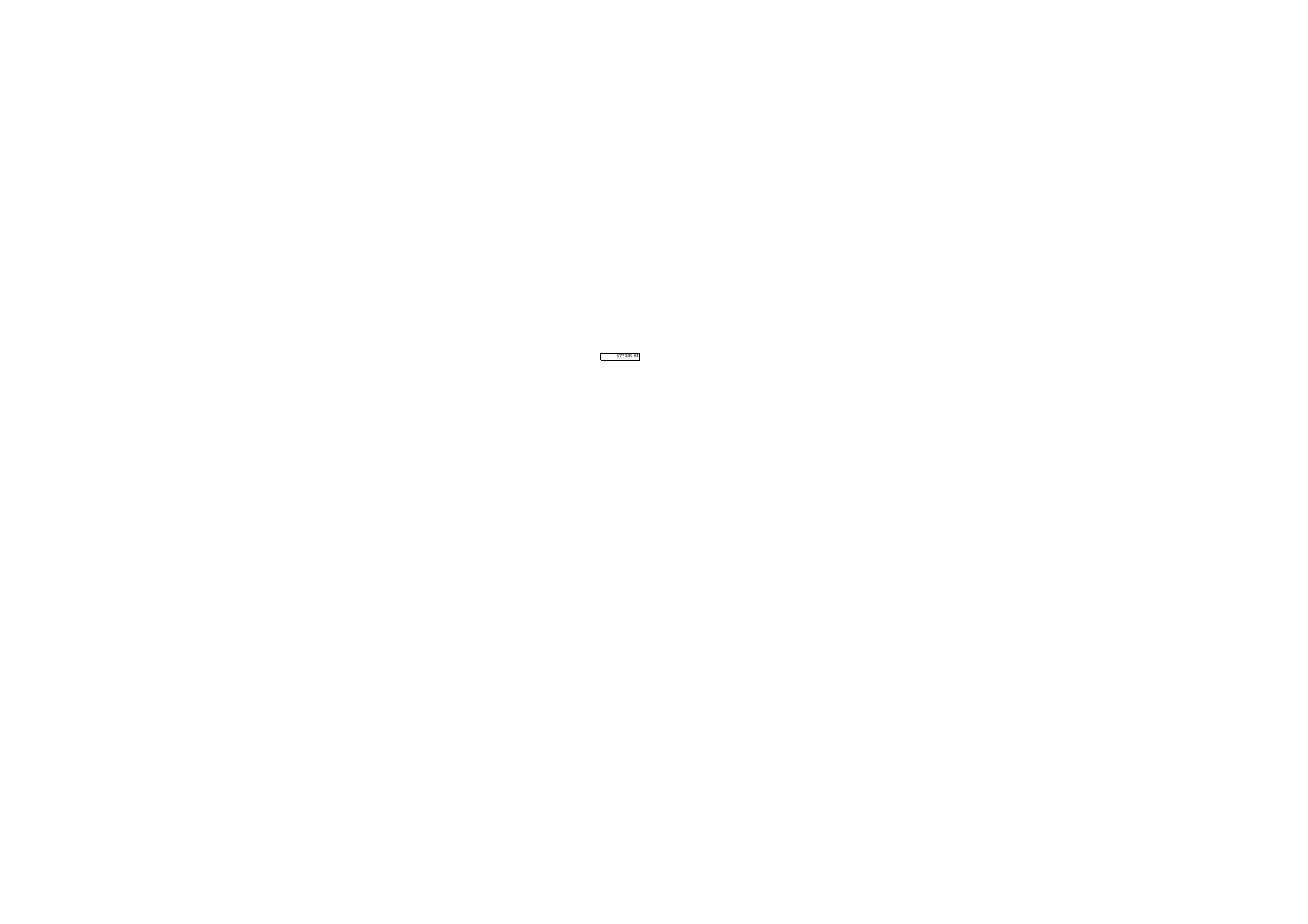| 377385.84 |
|---|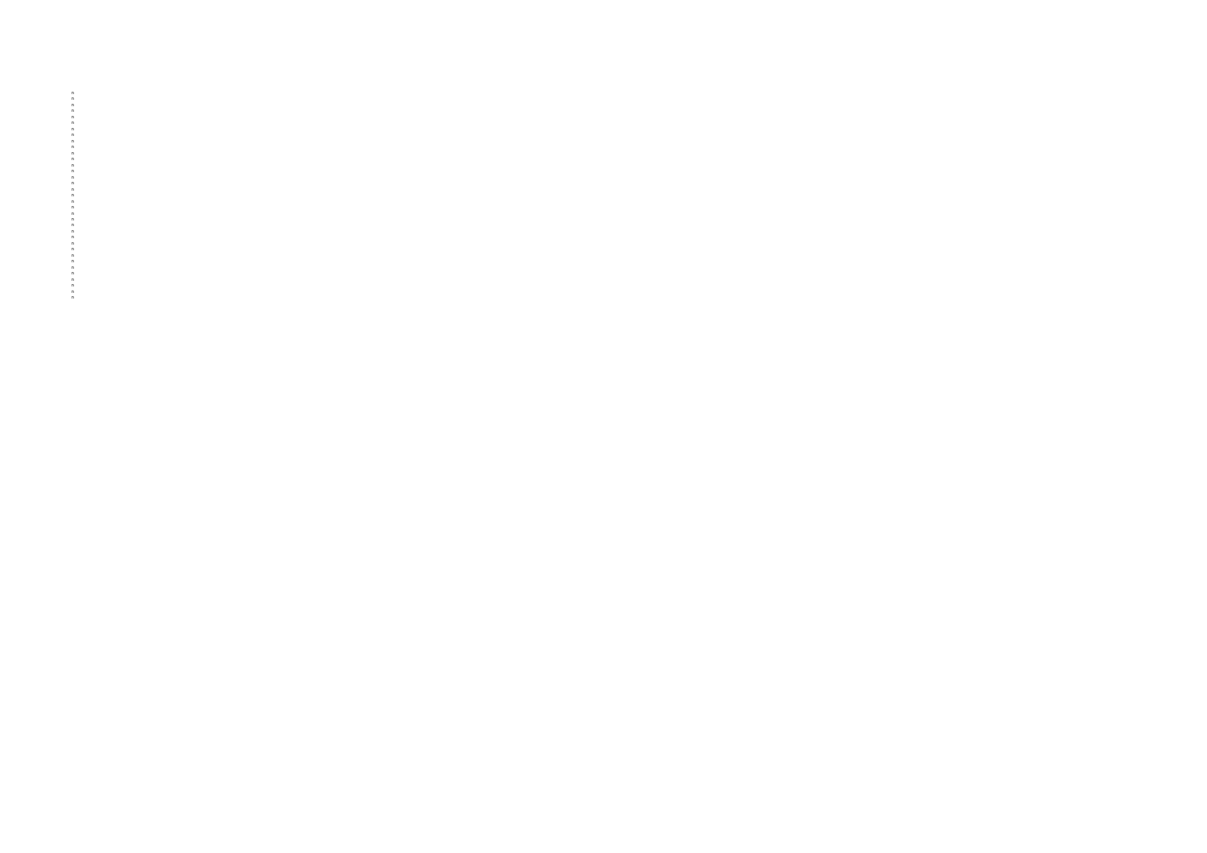n
n
n
n
n
n
n
n
n
n
n
n
n
n
n
n
n
n
n
n
n
n
n
n
n
n
n
n
n
n
n
n
n
n
n